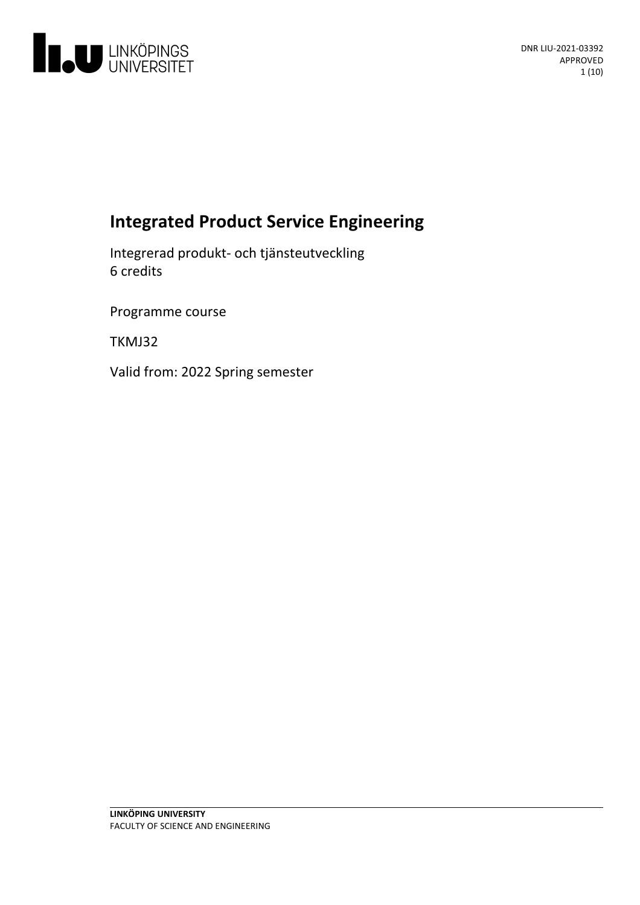# Integrated Product Service Engineering

Integrerad produkt- och tjänsteutveckling
6 credits

Programme course

TKMJ32

Valid from: 2022 Spring semester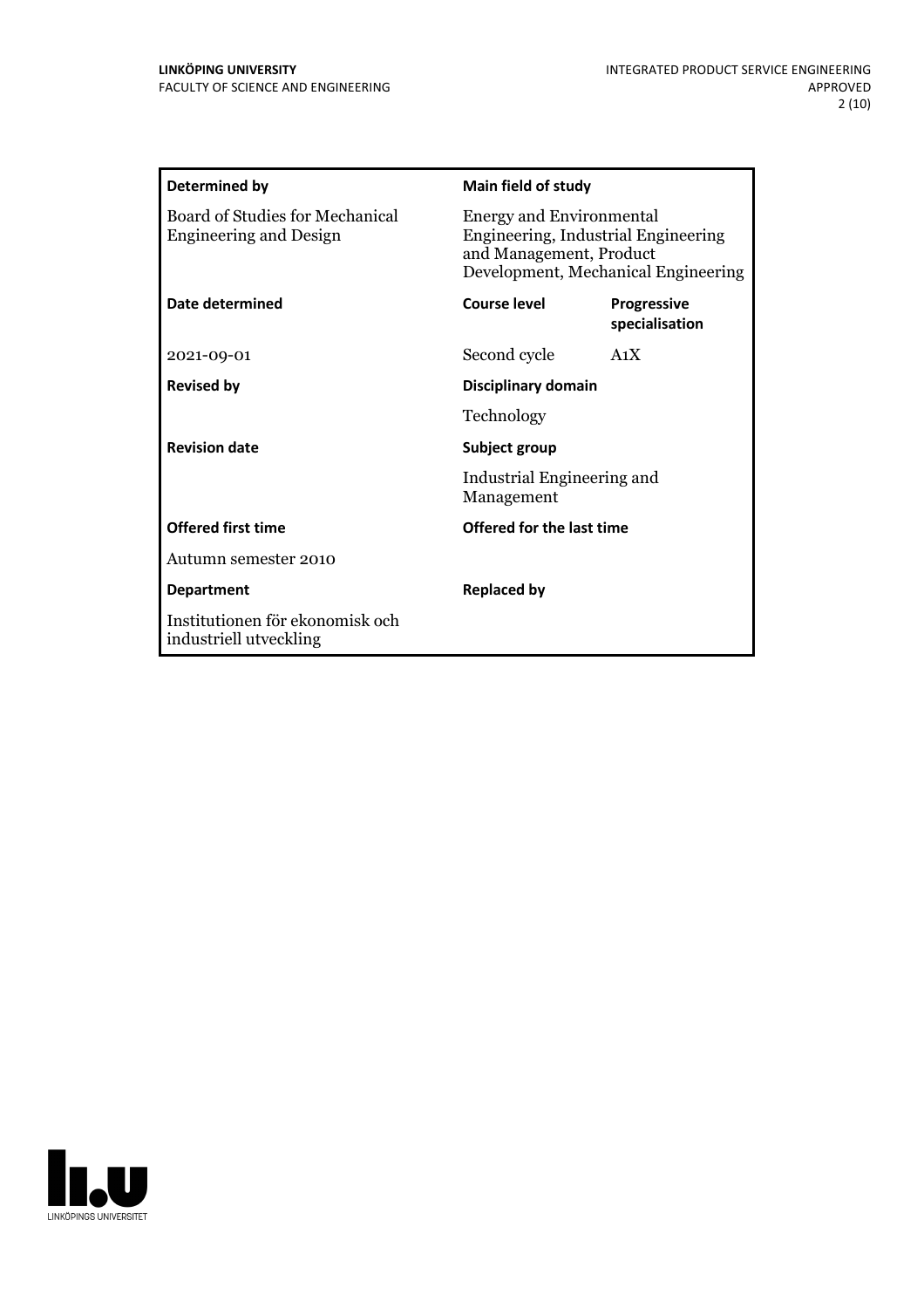| Determined by | Main field of study | |
|---|---|---|
| Board of Studies for Mechanical Engineering and Design | Energy and Environmental Engineering, Industrial Engineering and Management, Product Development, Mechanical Engineering | |
| **Date determined** | **Course level** | **Progressive specialisation** |
| 2021-09-01 | Second cycle | A1X |
| **Revised by** | **Disciplinary domain** | |
| | Technology | |
| **Revision date** | **Subject group** | |
| | Industrial Engineering and Management | |
| **Offered first time** | **Offered for the last time** | |
| Autumn semester 2010 | | |
| **Department** | **Replaced by** | |
| Institutionen för ekonomisk och industriell utveckling | | |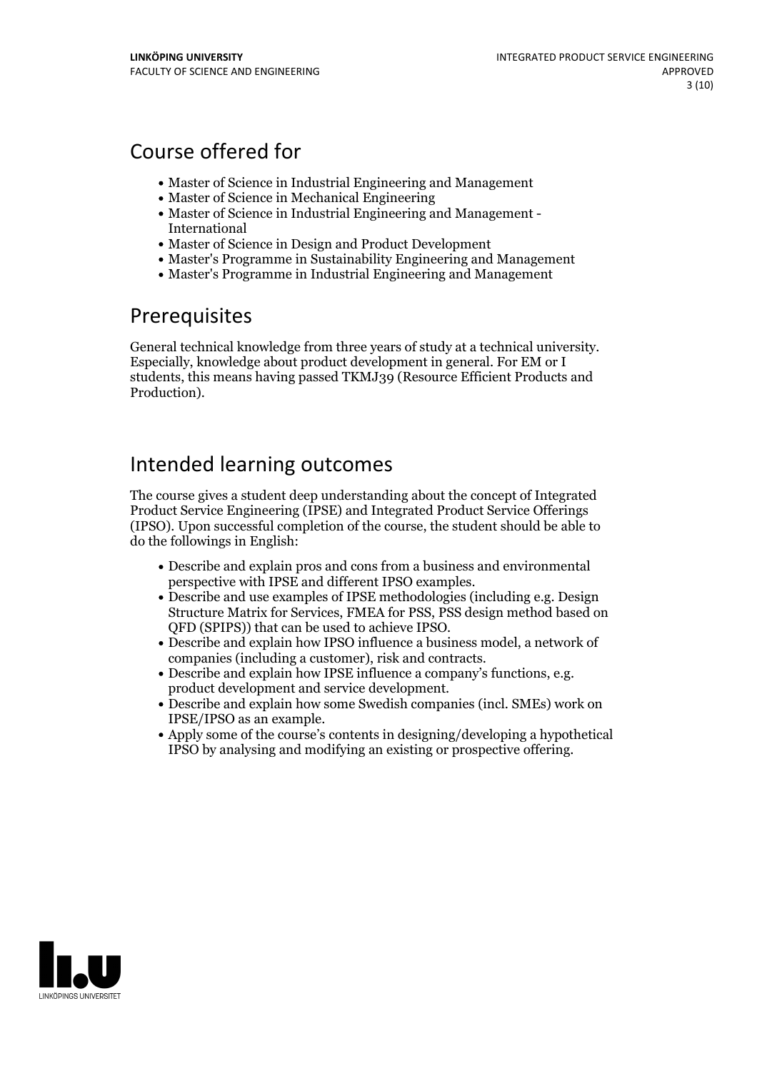## Course offered for

- Master of Science in Industrial Engineering and Management
- Master of Science in Mechanical Engineering
- Master of Science in Industrial Engineering and Management - International
- Master of Science in Design and Product Development
- Master's Programme in Sustainability Engineering and Management
- Master's Programme in Industrial Engineering and Management

## Prerequisites

General technical knowledge from three years of study at a technical university. Especially, knowledge about product development in general. For EM or I students, this means having passed TKMJ39 (Resource Efficient Products and Production).

## Intended learning outcomes

The course gives a student deep understanding about the concept of Integrated Product Service Engineering (IPSE) and Integrated Product Service Offerings (IPSO). Upon successful completion of the course, the student should be able to do the followings in English:

- Describe and explain pros and cons from a business and environmental perspective with IPSE and different IPSO examples.
- Describe and use examples of IPSE methodologies (including e.g. Design Structure Matrix for Services, FMEA for PSS, PSS design method based on QFD (SPIPS)) that can be used to achieve IPSO.
- Describe and explain how IPSO influence a business model, a network of companies (including a customer), risk and contracts.
- Describe and explain how IPSE influence a company's functions, e.g. product development and service development.
- Describe and explain how some Swedish companies (incl. SMEs) work on IPSE/IPSO as an example.
- Apply some of the course's contents in designing/developing a hypothetical IPSO by analysing and modifying an existing or prospective offering.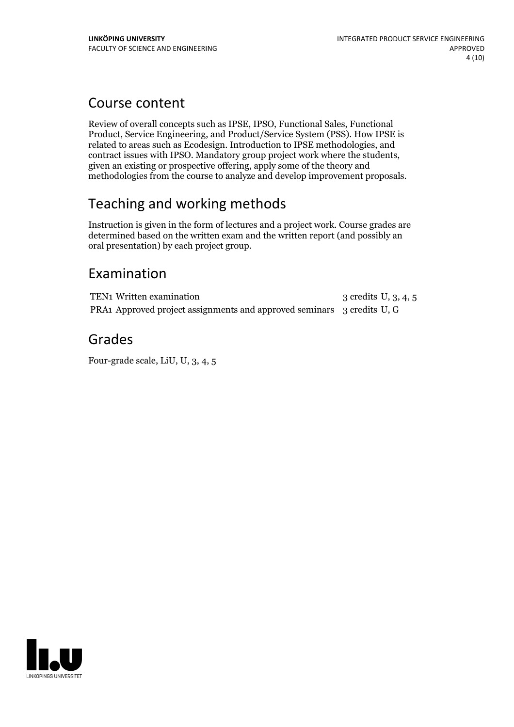## Course content

Review of overall concepts such as IPSE, IPSO, Functional Sales, Functional Product, Service Engineering, and Product/Service System (PSS). How IPSE is related to areas such as Ecodesign. Introduction to IPSE methodologies, and contract issues with IPSO. Mandatory group project work where the students, given an existing or prospective offering, apply some of the theory and methodologies from the course to analyze and develop improvement proposals.

## Teaching and working methods

Instruction is given in the form of lectures and a project work. Course grades are determined based on the written exam and the written report (and possibly an oral presentation) by each project group.

## Examination

| | | | |
|---|---|---|---|
| TEN1 | Written examination | 3 credits | U, 3, 4, 5 |
| PRA1 | Approved project assignments and approved seminars | 3 credits | U, G |

## Grades

Four-grade scale, LiU, U, 3, 4, 5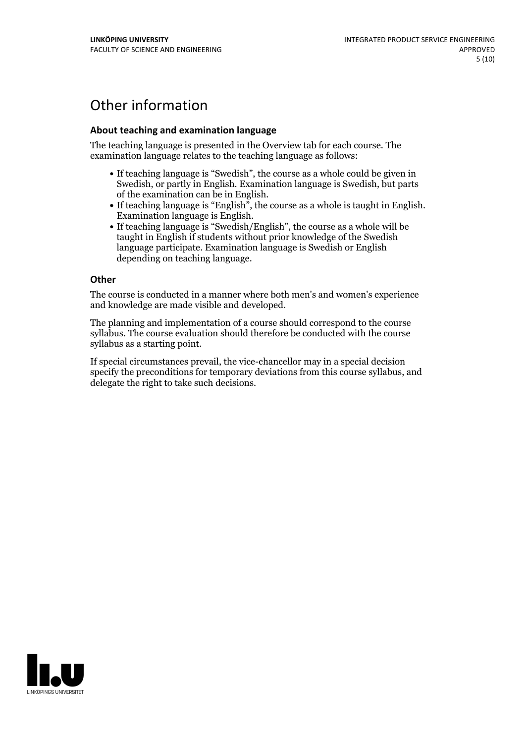# Other information

### About teaching and examination language

The teaching language is presented in the Overview tab for each course. The examination language relates to the teaching language as follows:

- If teaching language is “Swedish”, the course as a whole could be given in Swedish, or partly in English. Examination language is Swedish, but parts of the examination can be in English.
- If teaching language is “English”, the course as a whole is taught in English. Examination language is English.
- If teaching language is “Swedish/English”, the course as a whole will be taught in English if students without prior knowledge of the Swedish language participate. Examination language is Swedish or English depending on teaching language.

### Other

The course is conducted in a manner where both men's and women's experience and knowledge are made visible and developed.

The planning and implementation of a course should correspond to the course syllabus. The course evaluation should therefore be conducted with the course syllabus as a starting point.

If special circumstances prevail, the vice-chancellor may in a special decision specify the preconditions for temporary deviations from this course syllabus, and delegate the right to take such decisions.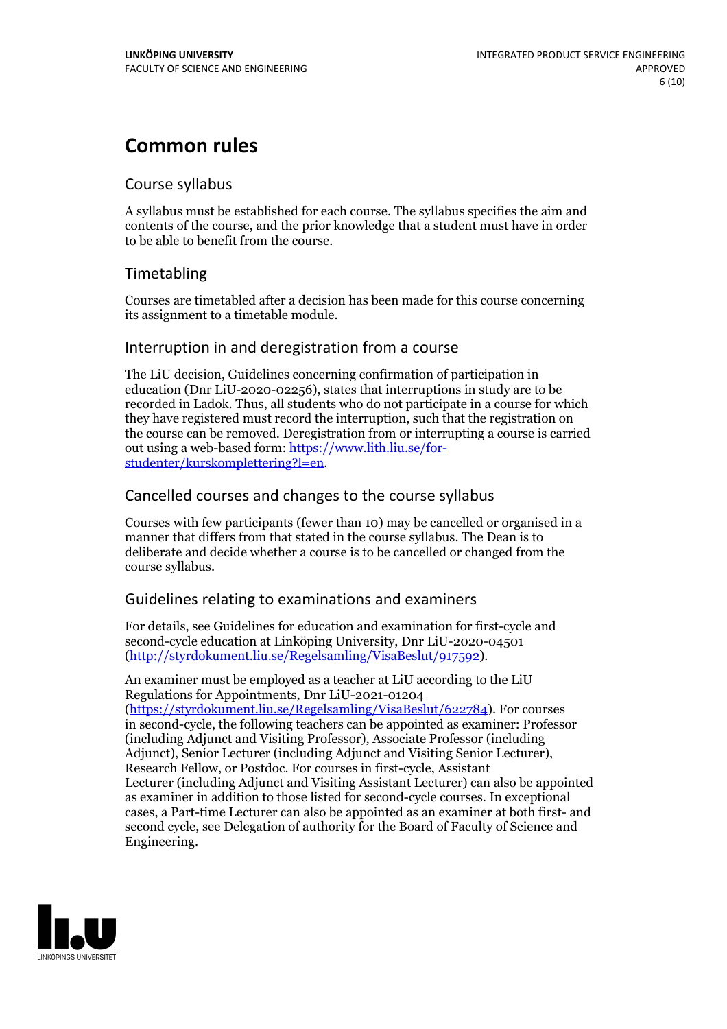# Common rules

## Course syllabus

A syllabus must be established for each course. The syllabus specifies the aim and contents of the course, and the prior knowledge that a student must have in order to be able to benefit from the course.

## Timetabling

Courses are timetabled after a decision has been made for this course concerning its assignment to a timetable module.

## Interruption in and deregistration from a course

The LiU decision, Guidelines concerning confirmation of participation in education (Dnr LiU-2020-02256), states that interruptions in study are to be recorded in Ladok. Thus, all students who do not participate in a course for which they have registered must record the interruption, such that the registration on the course can be removed. Deregistration from or interrupting a course is carried out using a web-based form: [https://www.lith.liu.se/for-studenter/kurskomplettering?l=en](https://www.lith.liu.se/for-studenter/kurskomplettering?l=en).

## Cancelled courses and changes to the course syllabus

Courses with few participants (fewer than 10) may be cancelled or organised in a manner that differs from that stated in the course syllabus. The Dean is to deliberate and decide whether a course is to be cancelled or changed from the course syllabus.

## Guidelines relating to examinations and examiners

For details, see Guidelines for education and examination for first-cycle and second-cycle education at Linköping University, Dnr LiU-2020-04501 ([http://styrdokument.liu.se/Regelsamling/VisaBeslut/917592](http://styrdokument.liu.se/Regelsamling/VisaBeslut/917592)).

An examiner must be employed as a teacher at LiU according to the LiU Regulations for Appointments, Dnr LiU-2021-01204 ([https://styrdokument.liu.se/Regelsamling/VisaBeslut/622784](https://styrdokument.liu.se/Regelsamling/VisaBeslut/622784)). For courses in second-cycle, the following teachers can be appointed as examiner: Professor (including Adjunct and Visiting Professor), Associate Professor (including Adjunct), Senior Lecturer (including Adjunct and Visiting Senior Lecturer), Research Fellow, or Postdoc. For courses in first-cycle, Assistant Lecturer (including Adjunct and Visiting Assistant Lecturer) can also be appointed as examiner in addition to those listed for second-cycle courses. In exceptional cases, a Part-time Lecturer can also be appointed as an examiner at both first- and second cycle, see Delegation of authority for the Board of Faculty of Science and Engineering.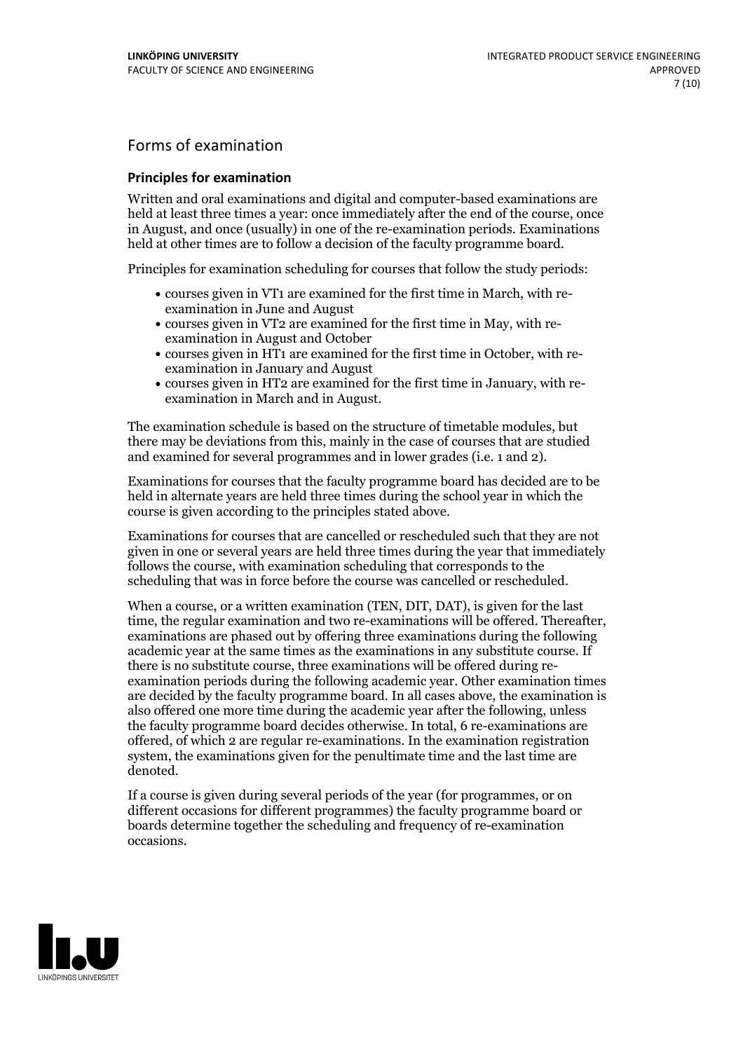## Forms of examination

### Principles for examination

Written and oral examinations and digital and computer-based examinations are held at least three times a year: once immediately after the end of the course, once in August, and once (usually) in one of the re-examination periods. Examinations held at other times are to follow a decision of the faculty programme board.

Principles for examination scheduling for courses that follow the study periods:

- courses given in VT1 are examined for the first time in March, with re-examination in June and August
- courses given in VT2 are examined for the first time in May, with re-examination in August and October
- courses given in HT1 are examined for the first time in October, with re-examination in January and August
- courses given in HT2 are examined for the first time in January, with re-examination in March and in August.

The examination schedule is based on the structure of timetable modules, but there may be deviations from this, mainly in the case of courses that are studied and examined for several programmes and in lower grades (i.e. 1 and 2).

Examinations for courses that the faculty programme board has decided are to be held in alternate years are held three times during the school year in which the course is given according to the principles stated above.

Examinations for courses that are cancelled or rescheduled such that they are not given in one or several years are held three times during the year that immediately follows the course, with examination scheduling that corresponds to the scheduling that was in force before the course was cancelled or rescheduled.

When a course, or a written examination (TEN, DIT, DAT), is given for the last time, the regular examination and two re-examinations will be offered. Thereafter, examinations are phased out by offering three examinations during the following academic year at the same times as the examinations in any substitute course. If there is no substitute course, three examinations will be offered during re-examination periods during the following academic year. Other examination times are decided by the faculty programme board. In all cases above, the examination is also offered one more time during the academic year after the following, unless the faculty programme board decides otherwise. In total, 6 re-examinations are offered, of which 2 are regular re-examinations. In the examination registration system, the examinations given for the penultimate time and the last time are denoted.

If a course is given during several periods of the year (for programmes, or on different occasions for different programmes) the faculty programme board or boards determine together the scheduling and frequency of re-examination occasions.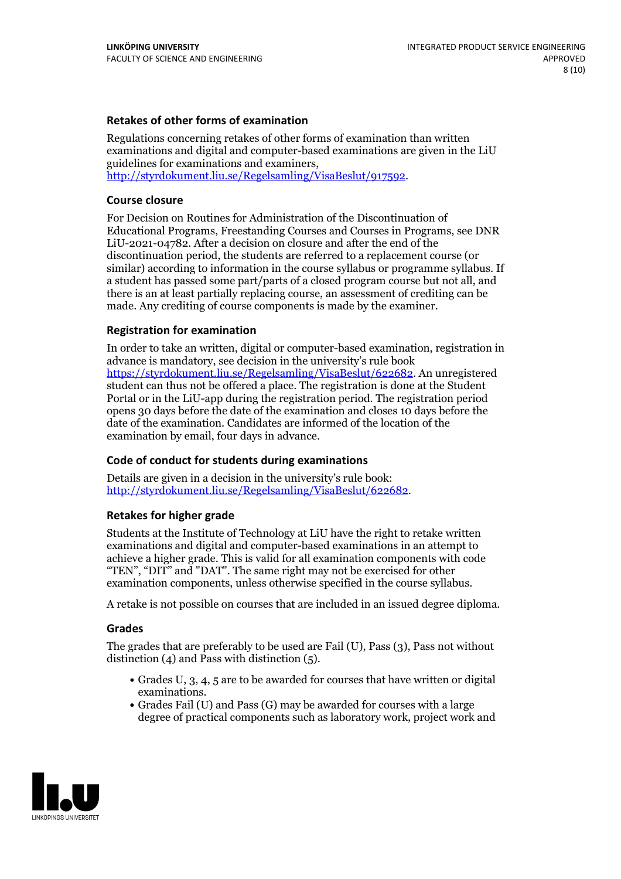### Retakes of other forms of examination

Regulations concerning retakes of other forms of examination than written examinations and digital and computer-based examinations are given in the LiU guidelines for examinations and examiners, http://styrdokument.liu.se/Regelsamling/VisaBeslut/917592.

### Course closure

For Decision on Routines for Administration of the Discontinuation of Educational Programs, Freestanding Courses and Courses in Programs, see DNR LiU-2021-04782. After a decision on closure and after the end of the discontinuation period, the students are referred to a replacement course (or similar) according to information in the course syllabus or programme syllabus. If a student has passed some part/parts of a closed program course but not all, and there is an at least partially replacing course, an assessment of crediting can be made. Any crediting of course components is made by the examiner.

### Registration for examination

In order to take an written, digital or computer-based examination, registration in advance is mandatory, see decision in the university's rule book https://styrdokument.liu.se/Regelsamling/VisaBeslut/622682. An unregistered student can thus not be offered a place. The registration is done at the Student Portal or in the LiU-app during the registration period. The registration period opens 30 days before the date of the examination and closes 10 days before the date of the examination. Candidates are informed of the location of the examination by email, four days in advance.

### Code of conduct for students during examinations

Details are given in a decision in the university's rule book: http://styrdokument.liu.se/Regelsamling/VisaBeslut/622682.

### Retakes for higher grade

Students at the Institute of Technology at LiU have the right to retake written examinations and digital and computer-based examinations in an attempt to achieve a higher grade. This is valid for all examination components with code "TEN", "DIT" and "DAT". The same right may not be exercised for other examination components, unless otherwise specified in the course syllabus.

A retake is not possible on courses that are included in an issued degree diploma.

### Grades

The grades that are preferably to be used are Fail (U), Pass (3), Pass not without distinction (4) and Pass with distinction (5).

- Grades U, 3, 4, 5 are to be awarded for courses that have written or digital examinations.
- Grades Fail (U) and Pass (G) may be awarded for courses with a large degree of practical components such as laboratory work, project work and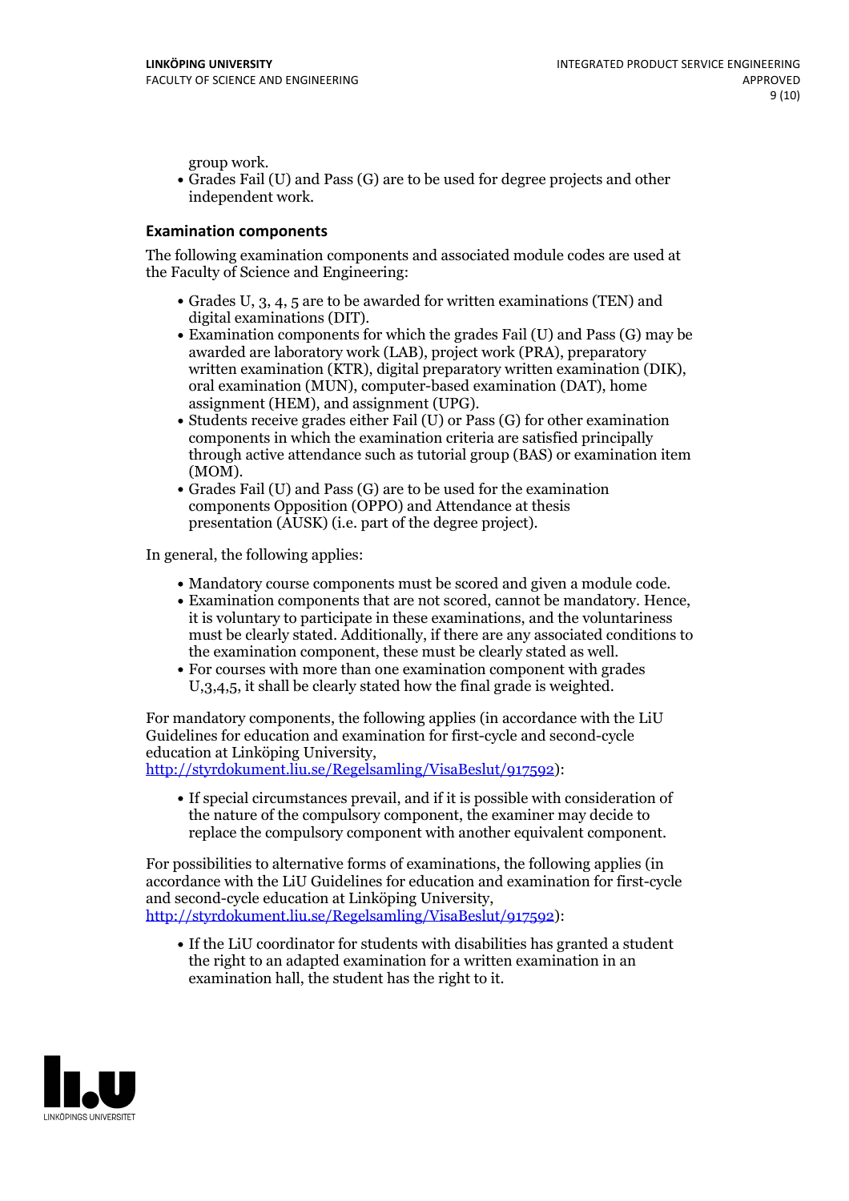group work.

- Grades Fail (U) and Pass (G) are to be used for degree projects and other independent work.

### Examination components

The following examination components and associated module codes are used at the Faculty of Science and Engineering:

- Grades U, 3, 4, 5 are to be awarded for written examinations (TEN) and digital examinations (DIT).
- Examination components for which the grades Fail (U) and Pass (G) may be awarded are laboratory work (LAB), project work (PRA), preparatory written examination (KTR), digital preparatory written examination (DIK), oral examination (MUN), computer-based examination (DAT), home assignment (HEM), and assignment (UPG).
- Students receive grades either Fail (U) or Pass (G) for other examination components in which the examination criteria are satisfied principally through active attendance such as tutorial group (BAS) or examination item (MOM).
- Grades Fail (U) and Pass (G) are to be used for the examination components Opposition (OPPO) and Attendance at thesis presentation (AUSK) (i.e. part of the degree project).

In general, the following applies:

- Mandatory course components must be scored and given a module code.
- Examination components that are not scored, cannot be mandatory. Hence, it is voluntary to participate in these examinations, and the voluntariness must be clearly stated. Additionally, if there are any associated conditions to the examination component, these must be clearly stated as well.
- For courses with more than one examination component with grades U,3,4,5, it shall be clearly stated how the final grade is weighted.

For mandatory components, the following applies (in accordance with the LiU Guidelines for education and examination for first-cycle and second-cycle education at Linköping University, http://styrdokument.liu.se/Regelsamling/VisaBeslut/917592):

- If special circumstances prevail, and if it is possible with consideration of the nature of the compulsory component, the examiner may decide to replace the compulsory component with another equivalent component.

For possibilities to alternative forms of examinations, the following applies (in accordance with the LiU Guidelines for education and examination for first-cycle and second-cycle education at Linköping University, http://styrdokument.liu.se/Regelsamling/VisaBeslut/917592):

- If the LiU coordinator for students with disabilities has granted a student the right to an adapted examination for a written examination in an examination hall, the student has the right to it.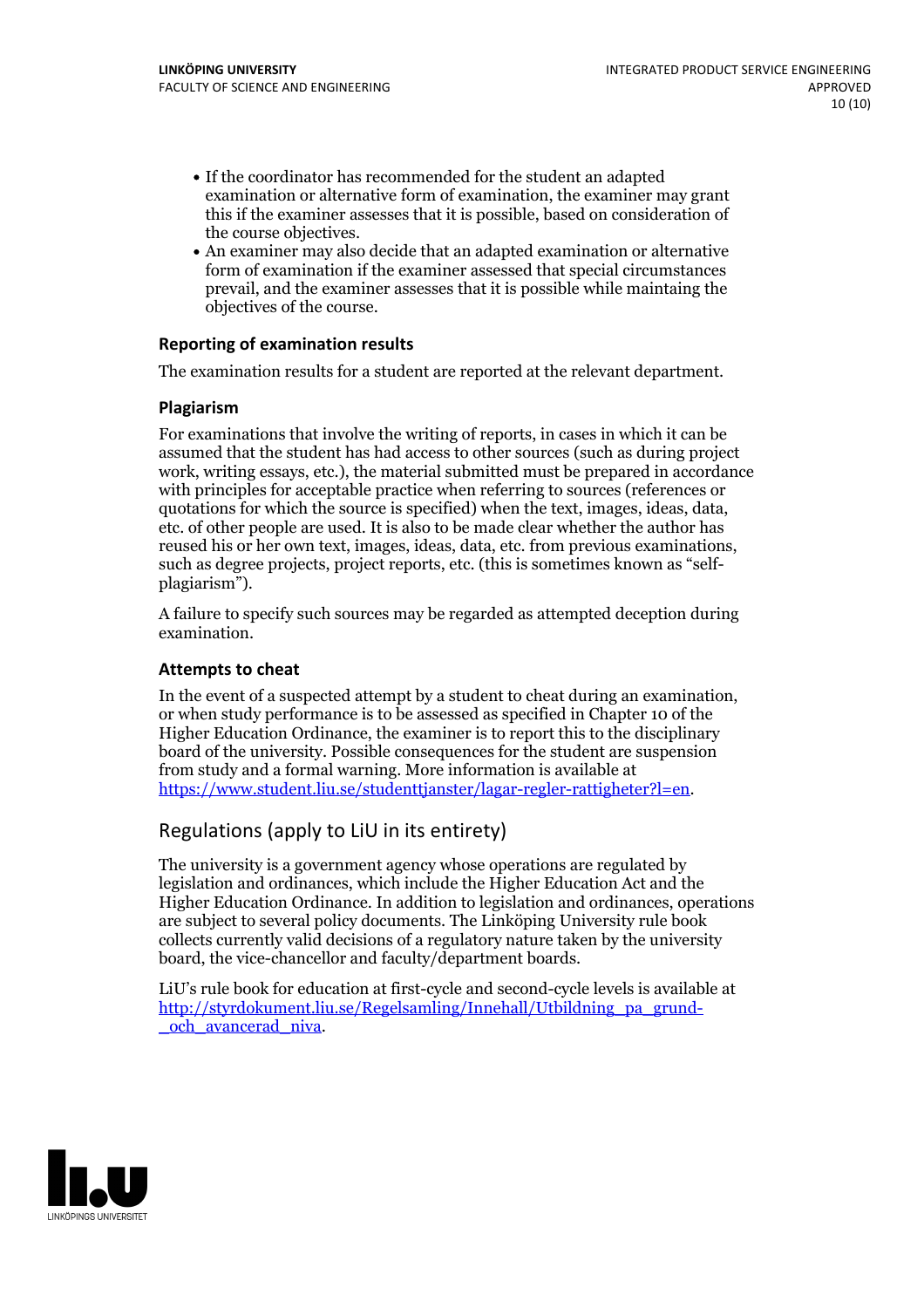- If the coordinator has recommended for the student an adapted examination or alternative form of examination, the examiner may grant this if the examiner assesses that it is possible, based on consideration of the course objectives.
- An examiner may also decide that an adapted examination or alternative form of examination if the examiner assessed that special circumstances prevail, and the examiner assesses that it is possible while maintaing the objectives of the course.

### Reporting of examination results

The examination results for a student are reported at the relevant department.

### Plagiarism

For examinations that involve the writing of reports, in cases in which it can be assumed that the student has had access to other sources (such as during project work, writing essays, etc.), the material submitted must be prepared in accordance with principles for acceptable practice when referring to sources (references or quotations for which the source is specified) when the text, images, ideas, data, etc. of other people are used. It is also to be made clear whether the author has reused his or her own text, images, ideas, data, etc. from previous examinations, such as degree projects, project reports, etc. (this is sometimes known as "self-plagiarism").

A failure to specify such sources may be regarded as attempted deception during examination.

### Attempts to cheat

In the event of a suspected attempt by a student to cheat during an examination, or when study performance is to be assessed as specified in Chapter 10 of the Higher Education Ordinance, the examiner is to report this to the disciplinary board of the university. Possible consequences for the student are suspension from study and a formal warning. More information is available at https://www.student.liu.se/studenttjanster/lagar-regler-rattigheter?l=en.

## Regulations (apply to LiU in its entirety)

The university is a government agency whose operations are regulated by legislation and ordinances, which include the Higher Education Act and the Higher Education Ordinance. In addition to legislation and ordinances, operations are subject to several policy documents. The Linköping University rule book collects currently valid decisions of a regulatory nature taken by the university board, the vice-chancellor and faculty/department boards.

LiU's rule book for education at first-cycle and second-cycle levels is available at http://styrdokument.liu.se/Regelsamling/Innehall/Utbildning_pa_grund-_och_avancerad_niva.